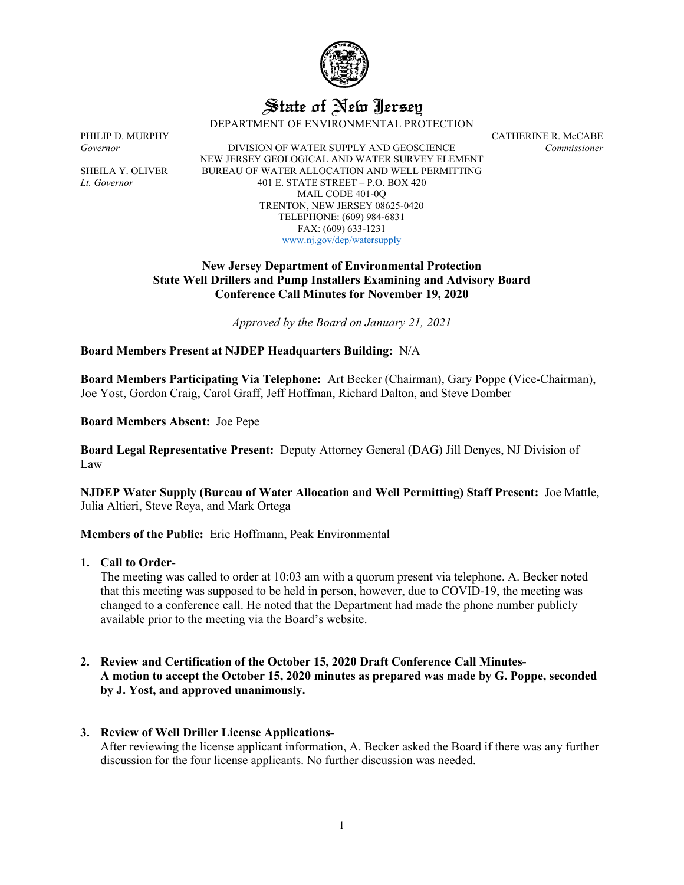# State of New Jersey

DEPARTMENT OF ENVIRONMENTAL PROTECTION

PHILIP D. MURPHY
*Governor*

SHEILA Y. OLIVER
*Lt. Governor*

DIVISION OF WATER SUPPLY AND GEOSCIENCE
NEW JERSEY GEOLOGICAL AND WATER SURVEY ELEMENT
BUREAU OF WATER ALLOCATION AND WELL PERMITTING
401 E. STATE STREET – P.O. BOX 420
MAIL CODE 401-0Q
TRENTON, NEW JERSEY 08625-0420
TELEPHONE: (609) 984-6831
FAX: (609) 633-1231
www.nj.gov/dep/watersupply

CATHERINE R. McCABE
*Commissioner*

**New Jersey Department of Environmental Protection**
**State Well Drillers and Pump Installers Examining and Advisory Board**
**Conference Call Minutes for November 19, 2020**

*Approved by the Board on January 21, 2021*

**Board Members Present at NJDEP Headquarters Building:** N/A

**Board Members Participating Via Telephone:** Art Becker (Chairman), Gary Poppe (Vice-Chairman), Joe Yost, Gordon Craig, Carol Graff, Jeff Hoffman, Richard Dalton, and Steve Domber

**Board Members Absent:** Joe Pepe

**Board Legal Representative Present:** Deputy Attorney General (DAG) Jill Denyes, NJ Division of Law

**NJDEP Water Supply (Bureau of Water Allocation and Well Permitting) Staff Present:** Joe Mattle, Julia Altieri, Steve Reya, and Mark Ortega

**Members of the Public:** Eric Hoffmann, Peak Environmental

1. **Call to Order-**
   The meeting was called to order at 10:03 am with a quorum present via telephone. A. Becker noted that this meeting was supposed to be held in person, however, due to COVID-19, the meeting was changed to a conference call. He noted that the Department had made the phone number publicly available prior to the meeting via the Board's website.

2. **Review and Certification of the October 15, 2020 Draft Conference Call Minutes-**
   **A motion to accept the October 15, 2020 minutes as prepared was made by G. Poppe, seconded by J. Yost, and approved unanimously.**

3. **Review of Well Driller License Applications-**
   After reviewing the license applicant information, A. Becker asked the Board if there was any further discussion for the four license applicants. No further discussion was needed.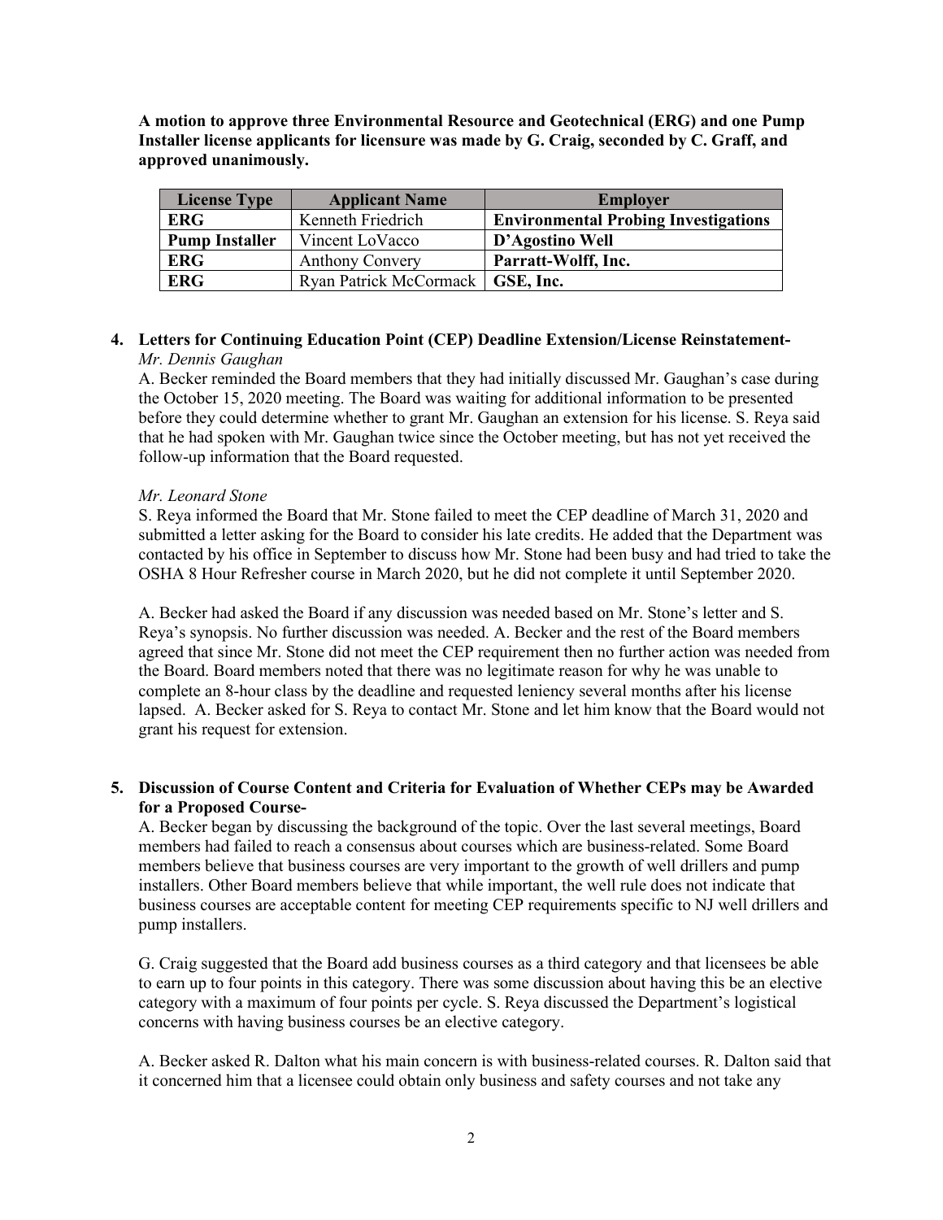**A motion to approve three Environmental Resource and Geotechnical (ERG) and one Pump Installer license applicants for licensure was made by G. Craig, seconded by C. Graff, and approved unanimously.**

| License Type | Applicant Name | Employer |
|---|---|---|
| **ERG** | Kenneth Friedrich | **Environmental Probing Investigations** |
| **Pump Installer** | Vincent LoVacco | **D'Agostino Well** |
| **ERG** | Anthony Convery | **Parratt-Wolff, Inc.** |
| **ERG** | Ryan Patrick McCormack | **GSE, Inc.** |

**4. Letters for Continuing Education Point (CEP) Deadline Extension/License Reinstatement-**

*Mr. Dennis Gaughan*

A. Becker reminded the Board members that they had initially discussed Mr. Gaughan's case during the October 15, 2020 meeting. The Board was waiting for additional information to be presented before they could determine whether to grant Mr. Gaughan an extension for his license. S. Reya said that he had spoken with Mr. Gaughan twice since the October meeting, but has not yet received the follow-up information that the Board requested.

*Mr. Leonard Stone*

S. Reya informed the Board that Mr. Stone failed to meet the CEP deadline of March 31, 2020 and submitted a letter asking for the Board to consider his late credits. He added that the Department was contacted by his office in September to discuss how Mr. Stone had been busy and had tried to take the OSHA 8 Hour Refresher course in March 2020, but he did not complete it until September 2020.

A. Becker had asked the Board if any discussion was needed based on Mr. Stone's letter and S. Reya's synopsis. No further discussion was needed. A. Becker and the rest of the Board members agreed that since Mr. Stone did not meet the CEP requirement then no further action was needed from the Board. Board members noted that there was no legitimate reason for why he was unable to complete an 8-hour class by the deadline and requested leniency several months after his license lapsed. A. Becker asked for S. Reya to contact Mr. Stone and let him know that the Board would not grant his request for extension.

**5. Discussion of Course Content and Criteria for Evaluation of Whether CEPs may be Awarded for a Proposed Course-**

A. Becker began by discussing the background of the topic. Over the last several meetings, Board members had failed to reach a consensus about courses which are business-related. Some Board members believe that business courses are very important to the growth of well drillers and pump installers. Other Board members believe that while important, the well rule does not indicate that business courses are acceptable content for meeting CEP requirements specific to NJ well drillers and pump installers.

G. Craig suggested that the Board add business courses as a third category and that licensees be able to earn up to four points in this category. There was some discussion about having this be an elective category with a maximum of four points per cycle. S. Reya discussed the Department's logistical concerns with having business courses be an elective category.

A. Becker asked R. Dalton what his main concern is with business-related courses. R. Dalton said that it concerned him that a licensee could obtain only business and safety courses and not take any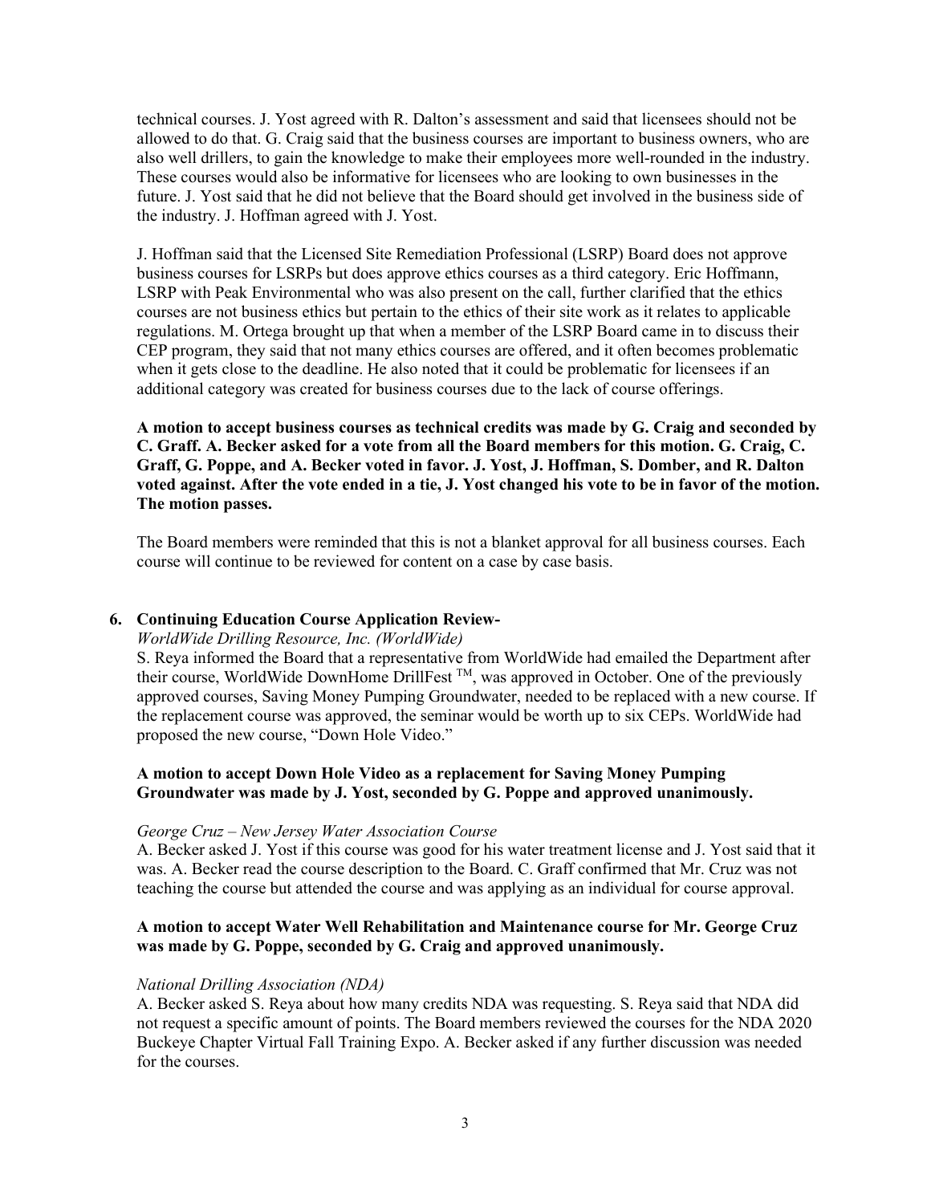technical courses. J. Yost agreed with R. Dalton's assessment and said that licensees should not be allowed to do that. G. Craig said that the business courses are important to business owners, who are also well drillers, to gain the knowledge to make their employees more well-rounded in the industry. These courses would also be informative for licensees who are looking to own businesses in the future. J. Yost said that he did not believe that the Board should get involved in the business side of the industry. J. Hoffman agreed with J. Yost.

J. Hoffman said that the Licensed Site Remediation Professional (LSRP) Board does not approve business courses for LSRPs but does approve ethics courses as a third category. Eric Hoffmann, LSRP with Peak Environmental who was also present on the call, further clarified that the ethics courses are not business ethics but pertain to the ethics of their site work as it relates to applicable regulations. M. Ortega brought up that when a member of the LSRP Board came in to discuss their CEP program, they said that not many ethics courses are offered, and it often becomes problematic when it gets close to the deadline. He also noted that it could be problematic for licensees if an additional category was created for business courses due to the lack of course offerings.

**A motion to accept business courses as technical credits was made by G. Craig and seconded by C. Graff. A. Becker asked for a vote from all the Board members for this motion. G. Craig, C. Graff, G. Poppe, and A. Becker voted in favor. J. Yost, J. Hoffman, S. Domber, and R. Dalton voted against. After the vote ended in a tie, J. Yost changed his vote to be in favor of the motion. The motion passes.**

The Board members were reminded that this is not a blanket approval for all business courses. Each course will continue to be reviewed for content on a case by case basis.

**6. Continuing Education Course Application Review-**

*WorldWide Drilling Resource, Inc. (WorldWide)*

S. Reya informed the Board that a representative from WorldWide had emailed the Department after their course, WorldWide DownHome DrillFest ™, was approved in October. One of the previously approved courses, Saving Money Pumping Groundwater, needed to be replaced with a new course. If the replacement course was approved, the seminar would be worth up to six CEPs. WorldWide had proposed the new course, "Down Hole Video."

**A motion to accept Down Hole Video as a replacement for Saving Money Pumping Groundwater was made by J. Yost, seconded by G. Poppe and approved unanimously.**

*George Cruz – New Jersey Water Association Course*

A. Becker asked J. Yost if this course was good for his water treatment license and J. Yost said that it was. A. Becker read the course description to the Board. C. Graff confirmed that Mr. Cruz was not teaching the course but attended the course and was applying as an individual for course approval.

**A motion to accept Water Well Rehabilitation and Maintenance course for Mr. George Cruz was made by G. Poppe, seconded by G. Craig and approved unanimously.**

*National Drilling Association (NDA)*

A. Becker asked S. Reya about how many credits NDA was requesting. S. Reya said that NDA did not request a specific amount of points. The Board members reviewed the courses for the NDA 2020 Buckeye Chapter Virtual Fall Training Expo. A. Becker asked if any further discussion was needed for the courses.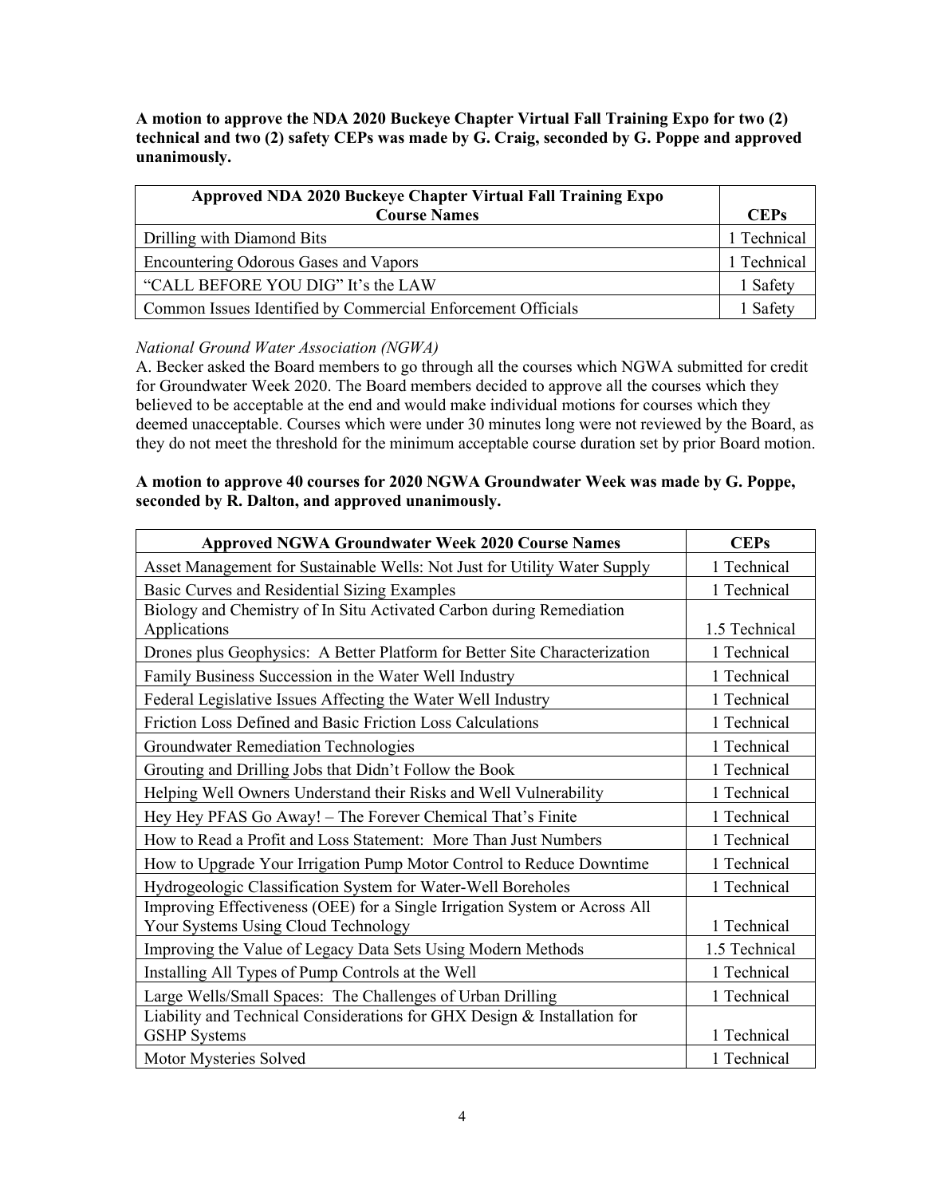**A motion to approve the NDA 2020 Buckeye Chapter Virtual Fall Training Expo for two (2) technical and two (2) safety CEPs was made by G. Craig, seconded by G. Poppe and approved unanimously.**

| Approved NDA 2020 Buckeye Chapter Virtual Fall Training Expo Course Names | CEPs |
|---|---|
| Drilling with Diamond Bits | 1 Technical |
| Encountering Odorous Gases and Vapors | 1 Technical |
| "CALL BEFORE YOU DIG" It's the LAW | 1 Safety |
| Common Issues Identified by Commercial Enforcement Officials | 1 Safety |

*National Ground Water Association (NGWA)*

A. Becker asked the Board members to go through all the courses which NGWA submitted for credit for Groundwater Week 2020. The Board members decided to approve all the courses which they believed to be acceptable at the end and would make individual motions for courses which they deemed unacceptable. Courses which were under 30 minutes long were not reviewed by the Board, as they do not meet the threshold for the minimum acceptable course duration set by prior Board motion.

**A motion to approve 40 courses for 2020 NGWA Groundwater Week was made by G. Poppe, seconded by R. Dalton, and approved unanimously.**

| Approved NGWA Groundwater Week 2020 Course Names | CEPs |
|---|---|
| Asset Management for Sustainable Wells: Not Just for Utility Water Supply | 1 Technical |
| Basic Curves and Residential Sizing Examples | 1 Technical |
| Biology and Chemistry of In Situ Activated Carbon during Remediation Applications | 1.5 Technical |
| Drones plus Geophysics: A Better Platform for Better Site Characterization | 1 Technical |
| Family Business Succession in the Water Well Industry | 1 Technical |
| Federal Legislative Issues Affecting the Water Well Industry | 1 Technical |
| Friction Loss Defined and Basic Friction Loss Calculations | 1 Technical |
| Groundwater Remediation Technologies | 1 Technical |
| Grouting and Drilling Jobs that Didn't Follow the Book | 1 Technical |
| Helping Well Owners Understand their Risks and Well Vulnerability | 1 Technical |
| Hey Hey PFAS Go Away! – The Forever Chemical That's Finite | 1 Technical |
| How to Read a Profit and Loss Statement: More Than Just Numbers | 1 Technical |
| How to Upgrade Your Irrigation Pump Motor Control to Reduce Downtime | 1 Technical |
| Hydrogeologic Classification System for Water-Well Boreholes | 1 Technical |
| Improving Effectiveness (OEE) for a Single Irrigation System or Across All Your Systems Using Cloud Technology | 1 Technical |
| Improving the Value of Legacy Data Sets Using Modern Methods | 1.5 Technical |
| Installing All Types of Pump Controls at the Well | 1 Technical |
| Large Wells/Small Spaces: The Challenges of Urban Drilling | 1 Technical |
| Liability and Technical Considerations for GHX Design & Installation for GSHP Systems | 1 Technical |
| Motor Mysteries Solved | 1 Technical |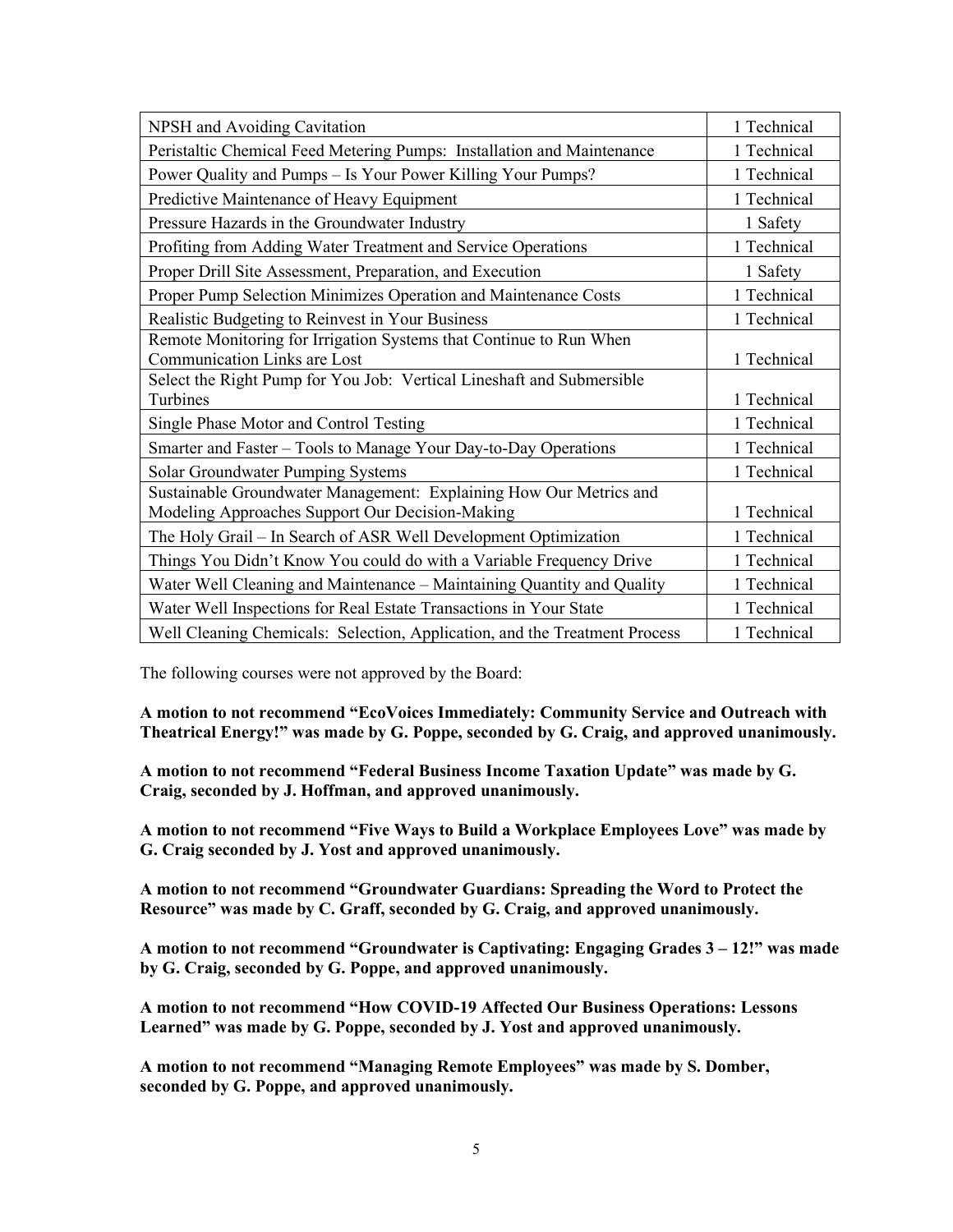| | |
|---|---|
| NPSH and Avoiding Cavitation | 1 Technical |
| Peristaltic Chemical Feed Metering Pumps: Installation and Maintenance | 1 Technical |
| Power Quality and Pumps – Is Your Power Killing Your Pumps? | 1 Technical |
| Predictive Maintenance of Heavy Equipment | 1 Technical |
| Pressure Hazards in the Groundwater Industry | 1 Safety |
| Profiting from Adding Water Treatment and Service Operations | 1 Technical |
| Proper Drill Site Assessment, Preparation, and Execution | 1 Safety |
| Proper Pump Selection Minimizes Operation and Maintenance Costs | 1 Technical |
| Realistic Budgeting to Reinvest in Your Business | 1 Technical |
| Remote Monitoring for Irrigation Systems that Continue to Run When Communication Links are Lost | 1 Technical |
| Select the Right Pump for You Job: Vertical Lineshaft and Submersible Turbines | 1 Technical |
| Single Phase Motor and Control Testing | 1 Technical |
| Smarter and Faster – Tools to Manage Your Day-to-Day Operations | 1 Technical |
| Solar Groundwater Pumping Systems | 1 Technical |
| Sustainable Groundwater Management: Explaining How Our Metrics and Modeling Approaches Support Our Decision-Making | 1 Technical |
| The Holy Grail – In Search of ASR Well Development Optimization | 1 Technical |
| Things You Didn't Know You could do with a Variable Frequency Drive | 1 Technical |
| Water Well Cleaning and Maintenance – Maintaining Quantity and Quality | 1 Technical |
| Water Well Inspections for Real Estate Transactions in Your State | 1 Technical |
| Well Cleaning Chemicals: Selection, Application, and the Treatment Process | 1 Technical |

The following courses were not approved by the Board:

**A motion to not recommend "EcoVoices Immediately: Community Service and Outreach with Theatrical Energy!" was made by G. Poppe, seconded by G. Craig, and approved unanimously.**

**A motion to not recommend "Federal Business Income Taxation Update" was made by G. Craig, seconded by J. Hoffman, and approved unanimously.**

**A motion to not recommend "Five Ways to Build a Workplace Employees Love" was made by G. Craig seconded by J. Yost and approved unanimously.**

**A motion to not recommend "Groundwater Guardians: Spreading the Word to Protect the Resource" was made by C. Graff, seconded by G. Craig, and approved unanimously.**

**A motion to not recommend "Groundwater is Captivating: Engaging Grades 3 – 12!" was made by G. Craig, seconded by G. Poppe, and approved unanimously.**

**A motion to not recommend "How COVID-19 Affected Our Business Operations: Lessons Learned" was made by G. Poppe, seconded by J. Yost and approved unanimously.**

**A motion to not recommend "Managing Remote Employees" was made by S. Domber, seconded by G. Poppe, and approved unanimously.**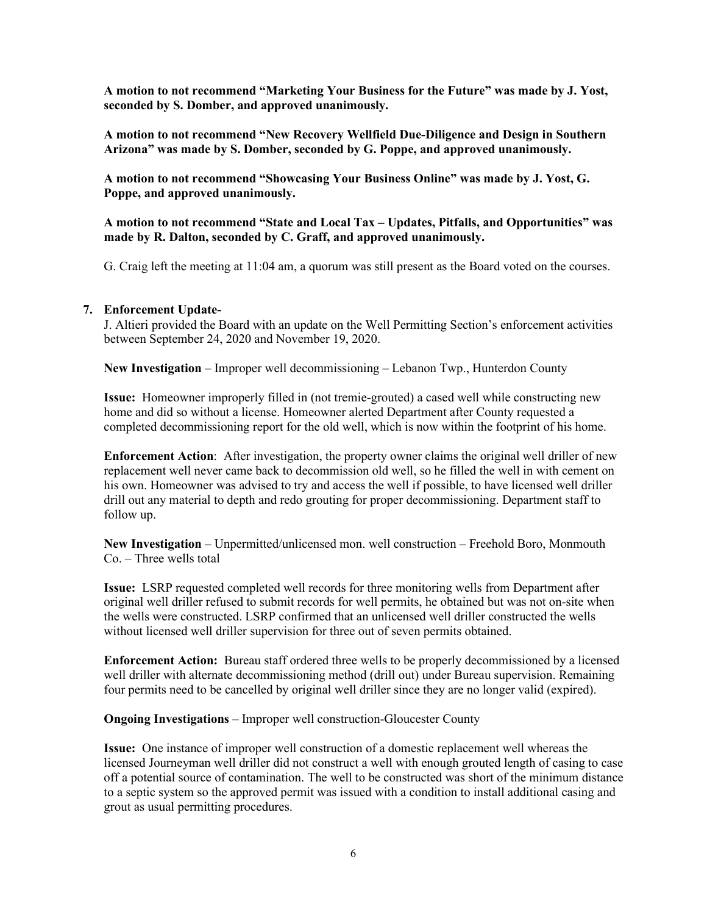**A motion to not recommend "Marketing Your Business for the Future" was made by J. Yost, seconded by S. Domber, and approved unanimously.**

**A motion to not recommend "New Recovery Wellfield Due-Diligence and Design in Southern Arizona" was made by S. Domber, seconded by G. Poppe, and approved unanimously.**

**A motion to not recommend "Showcasing Your Business Online" was made by J. Yost, G. Poppe, and approved unanimously.**

**A motion to not recommend "State and Local Tax – Updates, Pitfalls, and Opportunities" was made by R. Dalton, seconded by C. Graff, and approved unanimously.**

G. Craig left the meeting at 11:04 am, a quorum was still present as the Board voted on the courses.

**7. Enforcement Update-**

J. Altieri provided the Board with an update on the Well Permitting Section's enforcement activities between September 24, 2020 and November 19, 2020.

**New Investigation** – Improper well decommissioning – Lebanon Twp., Hunterdon County

**Issue:** Homeowner improperly filled in (not tremie-grouted) a cased well while constructing new home and did so without a license. Homeowner alerted Department after County requested a completed decommissioning report for the old well, which is now within the footprint of his home.

**Enforcement Action**: After investigation, the property owner claims the original well driller of new replacement well never came back to decommission old well, so he filled the well in with cement on his own. Homeowner was advised to try and access the well if possible, to have licensed well driller drill out any material to depth and redo grouting for proper decommissioning. Department staff to follow up.

**New Investigation** – Unpermitted/unlicensed mon. well construction – Freehold Boro, Monmouth Co. – Three wells total

**Issue:** LSRP requested completed well records for three monitoring wells from Department after original well driller refused to submit records for well permits, he obtained but was not on-site when the wells were constructed. LSRP confirmed that an unlicensed well driller constructed the wells without licensed well driller supervision for three out of seven permits obtained.

**Enforcement Action:** Bureau staff ordered three wells to be properly decommissioned by a licensed well driller with alternate decommissioning method (drill out) under Bureau supervision. Remaining four permits need to be cancelled by original well driller since they are no longer valid (expired).

**Ongoing Investigations** – Improper well construction-Gloucester County

**Issue:** One instance of improper well construction of a domestic replacement well whereas the licensed Journeyman well driller did not construct a well with enough grouted length of casing to case off a potential source of contamination. The well to be constructed was short of the minimum distance to a septic system so the approved permit was issued with a condition to install additional casing and grout as usual permitting procedures.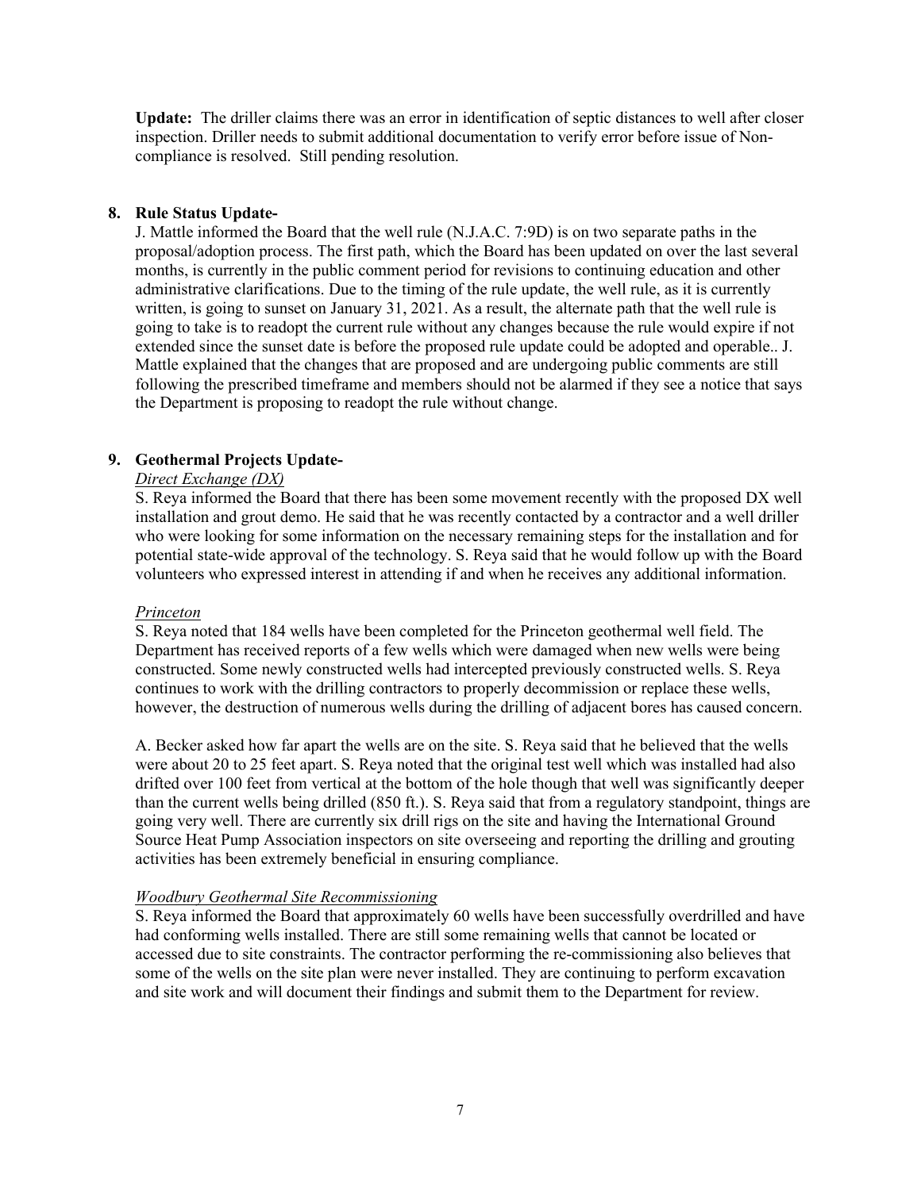**Update:** The driller claims there was an error in identification of septic distances to well after closer inspection. Driller needs to submit additional documentation to verify error before issue of Non-compliance is resolved. Still pending resolution.

**8. Rule Status Update-**

J. Mattle informed the Board that the well rule (N.J.A.C. 7:9D) is on two separate paths in the proposal/adoption process. The first path, which the Board has been updated on over the last several months, is currently in the public comment period for revisions to continuing education and other administrative clarifications. Due to the timing of the rule update, the well rule, as it is currently written, is going to sunset on January 31, 2021. As a result, the alternate path that the well rule is going to take is to readopt the current rule without any changes because the rule would expire if not extended since the sunset date is before the proposed rule update could be adopted and operable.. J. Mattle explained that the changes that are proposed and are undergoing public comments are still following the prescribed timeframe and members should not be alarmed if they see a notice that says the Department is proposing to readopt the rule without change.

**9. Geothermal Projects Update-**

*Direct Exchange (DX)*

S. Reya informed the Board that there has been some movement recently with the proposed DX well installation and grout demo. He said that he was recently contacted by a contractor and a well driller who were looking for some information on the necessary remaining steps for the installation and for potential state-wide approval of the technology. S. Reya said that he would follow up with the Board volunteers who expressed interest in attending if and when he receives any additional information.

*Princeton*

S. Reya noted that 184 wells have been completed for the Princeton geothermal well field. The Department has received reports of a few wells which were damaged when new wells were being constructed. Some newly constructed wells had intercepted previously constructed wells. S. Reya continues to work with the drilling contractors to properly decommission or replace these wells, however, the destruction of numerous wells during the drilling of adjacent bores has caused concern.

A. Becker asked how far apart the wells are on the site. S. Reya said that he believed that the wells were about 20 to 25 feet apart. S. Reya noted that the original test well which was installed had also drifted over 100 feet from vertical at the bottom of the hole though that well was significantly deeper than the current wells being drilled (850 ft.). S. Reya said that from a regulatory standpoint, things are going very well. There are currently six drill rigs on the site and having the International Ground Source Heat Pump Association inspectors on site overseeing and reporting the drilling and grouting activities has been extremely beneficial in ensuring compliance.

*Woodbury Geothermal Site Recommissioning*

S. Reya informed the Board that approximately 60 wells have been successfully overdrilled and have had conforming wells installed. There are still some remaining wells that cannot be located or accessed due to site constraints. The contractor performing the re-commissioning also believes that some of the wells on the site plan were never installed. They are continuing to perform excavation and site work and will document their findings and submit them to the Department for review.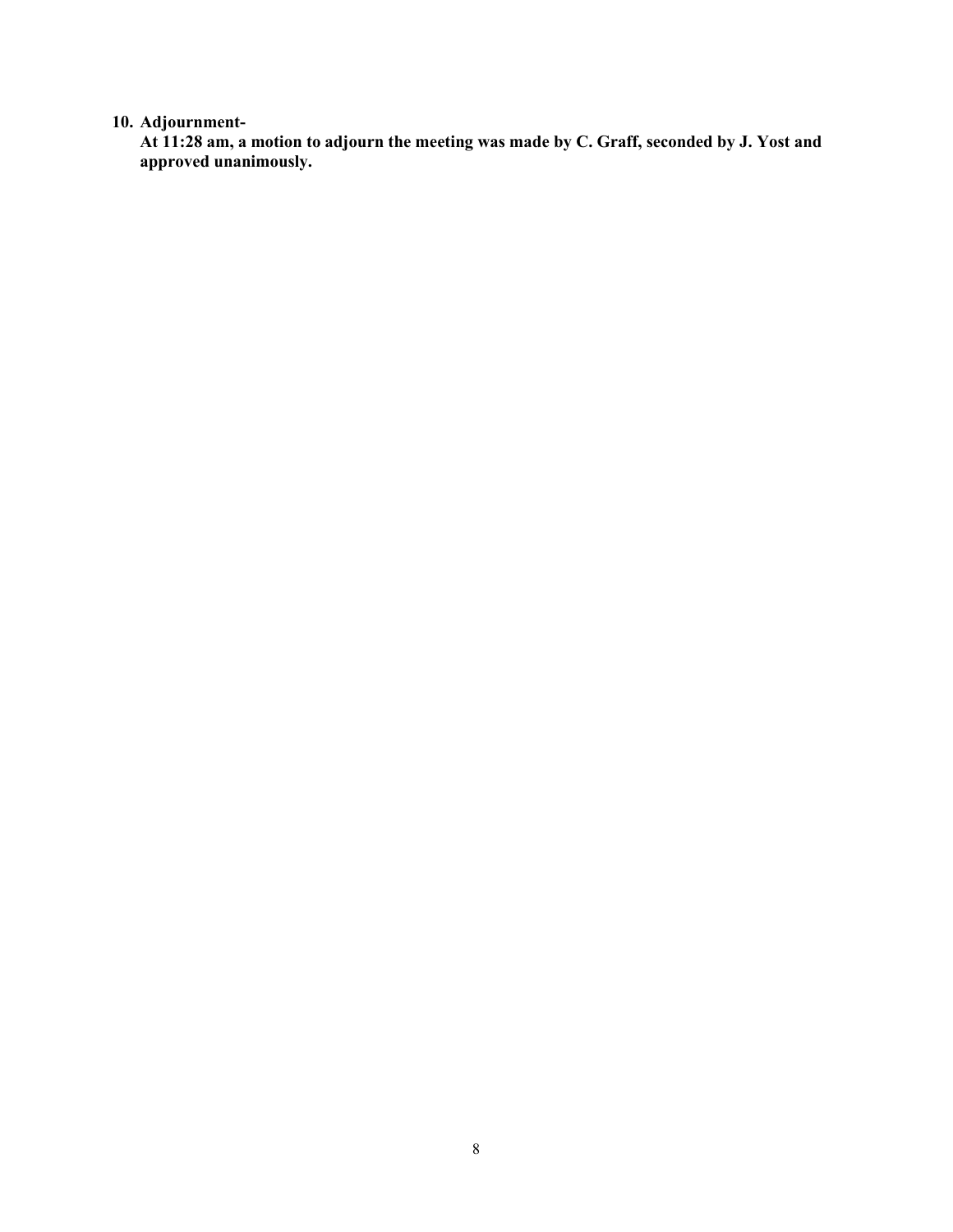**10. Adjournment-**

**At 11:28 am, a motion to adjourn the meeting was made by C. Graff, seconded by J. Yost and approved unanimously.**